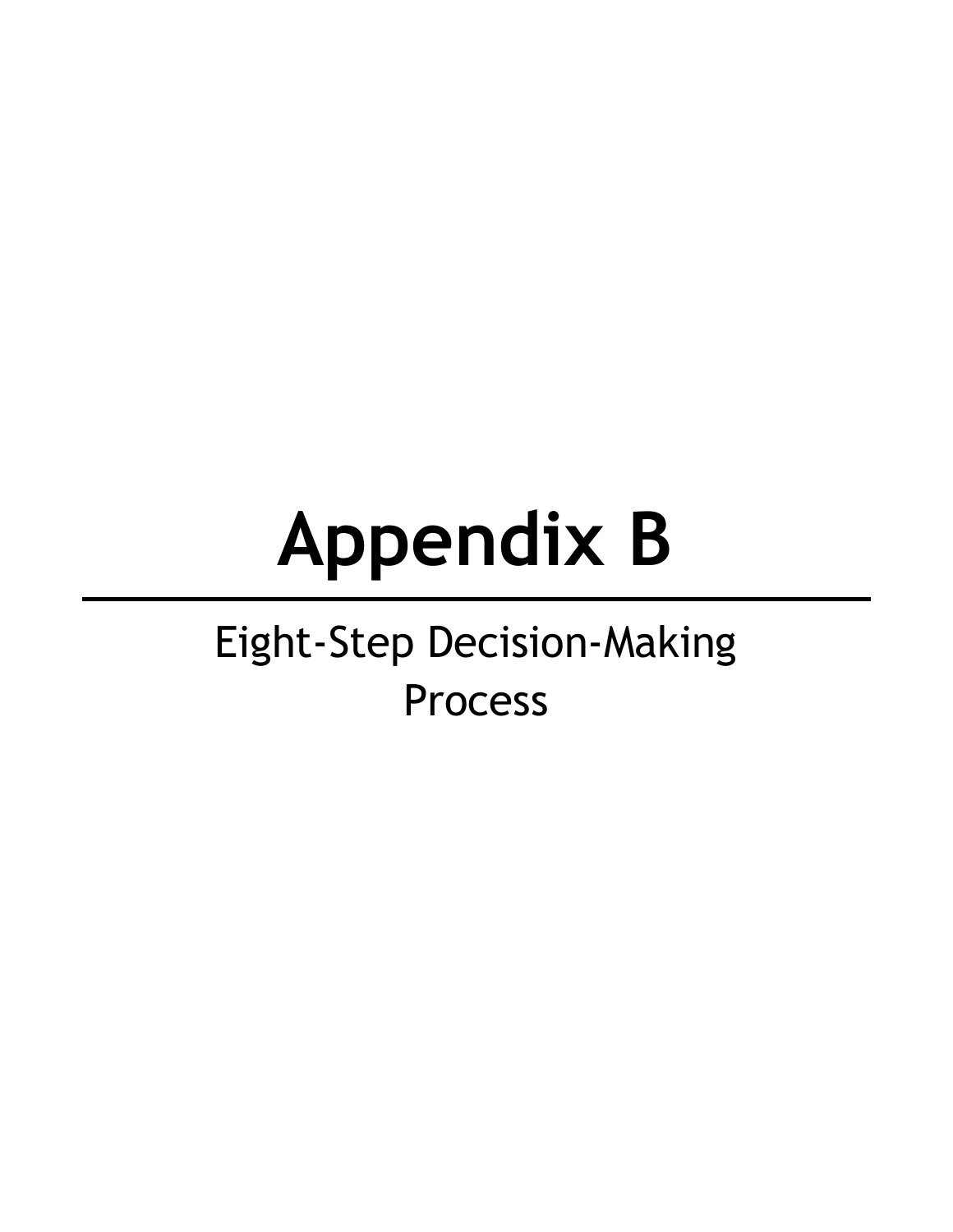# Appendix B

---

Eight-Step Decision-Making Process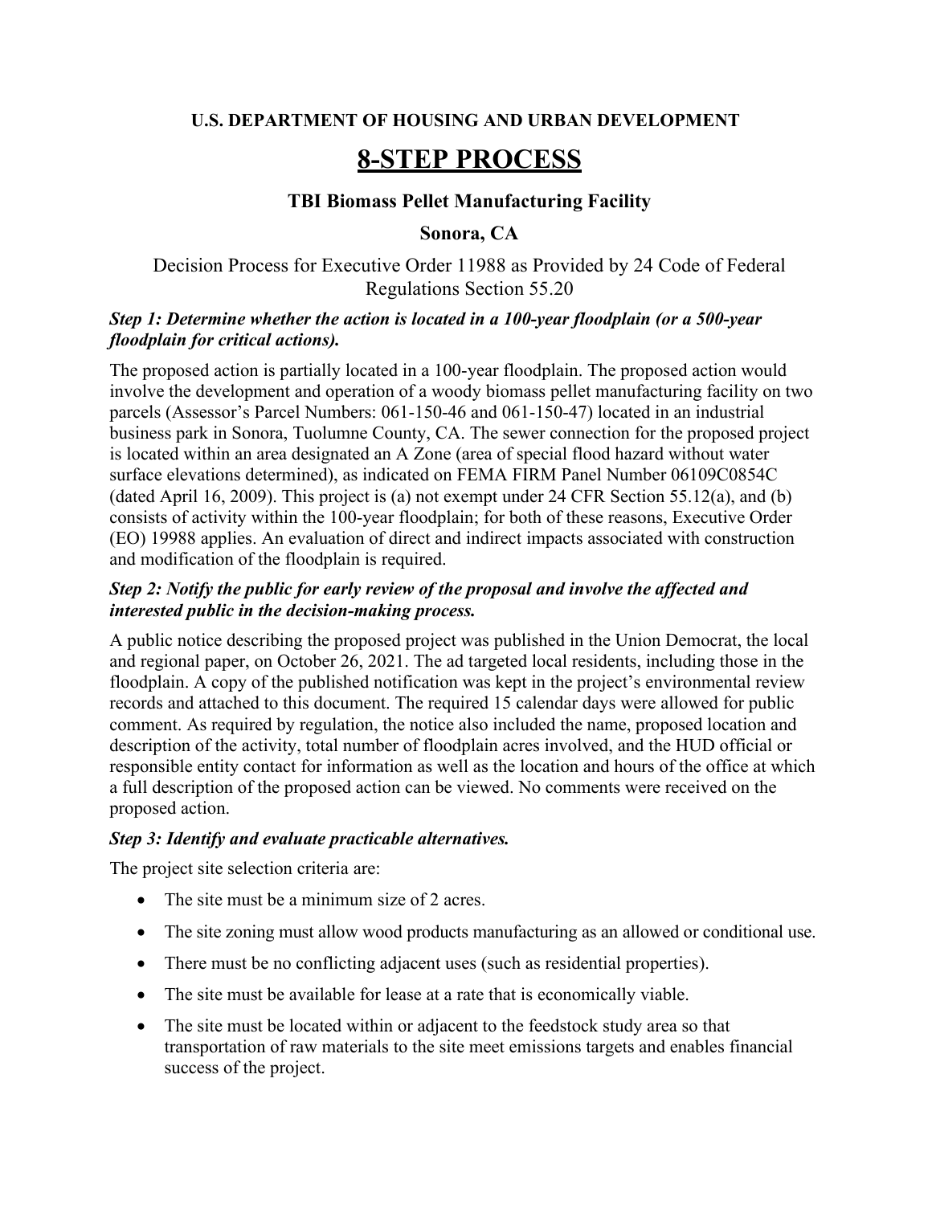**U.S. DEPARTMENT OF HOUSING AND URBAN DEVELOPMENT**

# 8-STEP PROCESS

### TBI Biomass Pellet Manufacturing Facility

### Sonora, CA

Decision Process for Executive Order 11988 as Provided by 24 Code of Federal Regulations Section 55.20

***Step 1: Determine whether the action is located in a 100-year floodplain (or a 500-year floodplain for critical actions).***

The proposed action is partially located in a 100-year floodplain. The proposed action would involve the development and operation of a woody biomass pellet manufacturing facility on two parcels (Assessor's Parcel Numbers: 061-150-46 and 061-150-47) located in an industrial business park in Sonora, Tuolumne County, CA. The sewer connection for the proposed project is located within an area designated an A Zone (area of special flood hazard without water surface elevations determined), as indicated on FEMA FIRM Panel Number 06109C0854C (dated April 16, 2009). This project is (a) not exempt under 24 CFR Section 55.12(a), and (b) consists of activity within the 100-year floodplain; for both of these reasons, Executive Order (EO) 19988 applies. An evaluation of direct and indirect impacts associated with construction and modification of the floodplain is required.

***Step 2: Notify the public for early review of the proposal and involve the affected and interested public in the decision-making process.***

A public notice describing the proposed project was published in the Union Democrat, the local and regional paper, on October 26, 2021. The ad targeted local residents, including those in the floodplain. A copy of the published notification was kept in the project's environmental review records and attached to this document. The required 15 calendar days were allowed for public comment. As required by regulation, the notice also included the name, proposed location and description of the activity, total number of floodplain acres involved, and the HUD official or responsible entity contact for information as well as the location and hours of the office at which a full description of the proposed action can be viewed. No comments were received on the proposed action.

***Step 3: Identify and evaluate practicable alternatives.***

The project site selection criteria are:

- The site must be a minimum size of 2 acres.
- The site zoning must allow wood products manufacturing as an allowed or conditional use.
- There must be no conflicting adjacent uses (such as residential properties).
- The site must be available for lease at a rate that is economically viable.
- The site must be located within or adjacent to the feedstock study area so that transportation of raw materials to the site meet emissions targets and enables financial success of the project.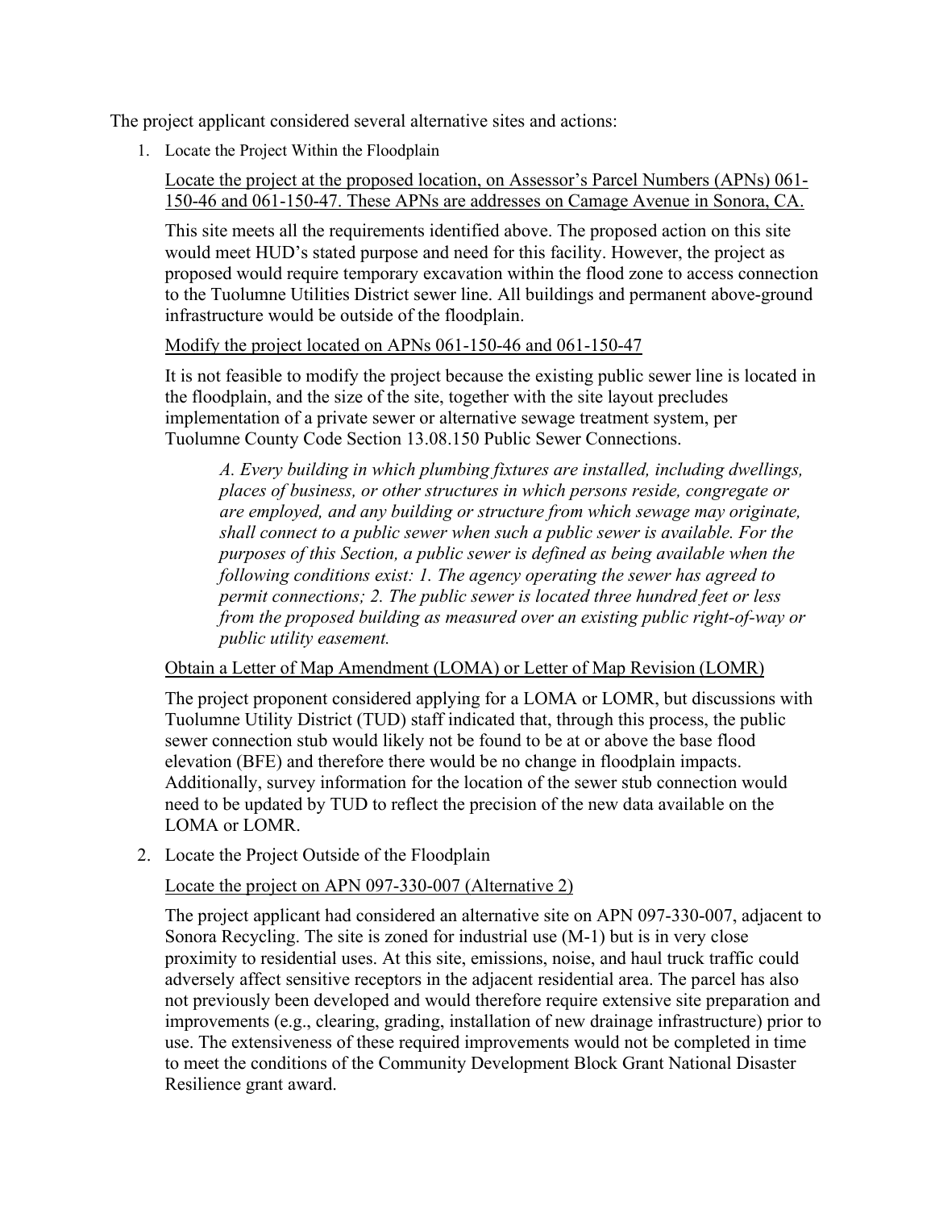The project applicant considered several alternative sites and actions:

1. Locate the Project Within the Floodplain

   Locate the project at the proposed location, on Assessor's Parcel Numbers (APNs) 061-150-46 and 061-150-47. These APNs are addresses on Camage Avenue in Sonora, CA.

   This site meets all the requirements identified above. The proposed action on this site would meet HUD's stated purpose and need for this facility. However, the project as proposed would require temporary excavation within the flood zone to access connection to the Tuolumne Utilities District sewer line. All buildings and permanent above-ground infrastructure would be outside of the floodplain.

   Modify the project located on APNs 061-150-46 and 061-150-47

   It is not feasible to modify the project because the existing public sewer line is located in the floodplain, and the size of the site, together with the site layout precludes implementation of a private sewer or alternative sewage treatment system, per Tuolumne County Code Section 13.08.150 Public Sewer Connections.

   > *A. Every building in which plumbing fixtures are installed, including dwellings, places of business, or other structures in which persons reside, congregate or are employed, and any building or structure from which sewage may originate, shall connect to a public sewer when such a public sewer is available. For the purposes of this Section, a public sewer is defined as being available when the following conditions exist: 1. The agency operating the sewer has agreed to permit connections; 2. The public sewer is located three hundred feet or less from the proposed building as measured over an existing public right-of-way or public utility easement.*

   Obtain a Letter of Map Amendment (LOMA) or Letter of Map Revision (LOMR)

   The project proponent considered applying for a LOMA or LOMR, but discussions with Tuolumne Utility District (TUD) staff indicated that, through this process, the public sewer connection stub would likely not be found to be at or above the base flood elevation (BFE) and therefore there would be no change in floodplain impacts. Additionally, survey information for the location of the sewer stub connection would need to be updated by TUD to reflect the precision of the new data available on the LOMA or LOMR.

2. Locate the Project Outside of the Floodplain

   Locate the project on APN 097-330-007 (Alternative 2)

   The project applicant had considered an alternative site on APN 097-330-007, adjacent to Sonora Recycling. The site is zoned for industrial use (M-1) but is in very close proximity to residential uses. At this site, emissions, noise, and haul truck traffic could adversely affect sensitive receptors in the adjacent residential area. The parcel has also not previously been developed and would therefore require extensive site preparation and improvements (e.g., clearing, grading, installation of new drainage infrastructure) prior to use. The extensiveness of these required improvements would not be completed in time to meet the conditions of the Community Development Block Grant National Disaster Resilience grant award.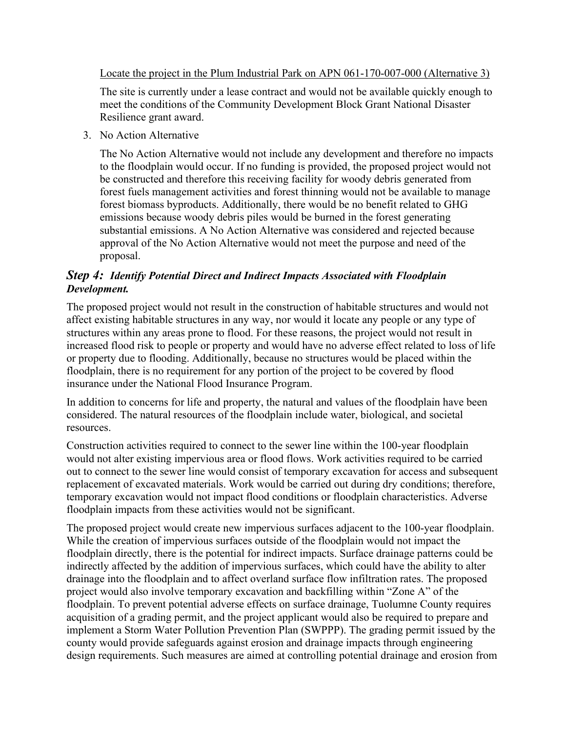Locate the project in the Plum Industrial Park on APN 061-170-007-000 (Alternative 3)

The site is currently under a lease contract and would not be available quickly enough to meet the conditions of the Community Development Block Grant National Disaster Resilience grant award.

3. No Action Alternative

   The No Action Alternative would not include any development and therefore no impacts to the floodplain would occur. If no funding is provided, the proposed project would not be constructed and therefore this receiving facility for woody debris generated from forest fuels management activities and forest thinning would not be available to manage forest biomass byproducts. Additionally, there would be no benefit related to GHG emissions because woody debris piles would be burned in the forest generating substantial emissions. A No Action Alternative was considered and rejected because approval of the No Action Alternative would not meet the purpose and need of the proposal.

### *Step 4: Identify Potential Direct and Indirect Impacts Associated with Floodplain Development.*

The proposed project would not result in the construction of habitable structures and would not affect existing habitable structures in any way, nor would it locate any people or any type of structures within any areas prone to flood. For these reasons, the project would not result in increased flood risk to people or property and would have no adverse effect related to loss of life or property due to flooding. Additionally, because no structures would be placed within the floodplain, there is no requirement for any portion of the project to be covered by flood insurance under the National Flood Insurance Program.

In addition to concerns for life and property, the natural and values of the floodplain have been considered. The natural resources of the floodplain include water, biological, and societal resources.

Construction activities required to connect to the sewer line within the 100-year floodplain would not alter existing impervious area or flood flows. Work activities required to be carried out to connect to the sewer line would consist of temporary excavation for access and subsequent replacement of excavated materials. Work would be carried out during dry conditions; therefore, temporary excavation would not impact flood conditions or floodplain characteristics. Adverse floodplain impacts from these activities would not be significant.

The proposed project would create new impervious surfaces adjacent to the 100-year floodplain. While the creation of impervious surfaces outside of the floodplain would not impact the floodplain directly, there is the potential for indirect impacts. Surface drainage patterns could be indirectly affected by the addition of impervious surfaces, which could have the ability to alter drainage into the floodplain and to affect overland surface flow infiltration rates. The proposed project would also involve temporary excavation and backfilling within "Zone A" of the floodplain. To prevent potential adverse effects on surface drainage, Tuolumne County requires acquisition of a grading permit, and the project applicant would also be required to prepare and implement a Storm Water Pollution Prevention Plan (SWPPP). The grading permit issued by the county would provide safeguards against erosion and drainage impacts through engineering design requirements. Such measures are aimed at controlling potential drainage and erosion from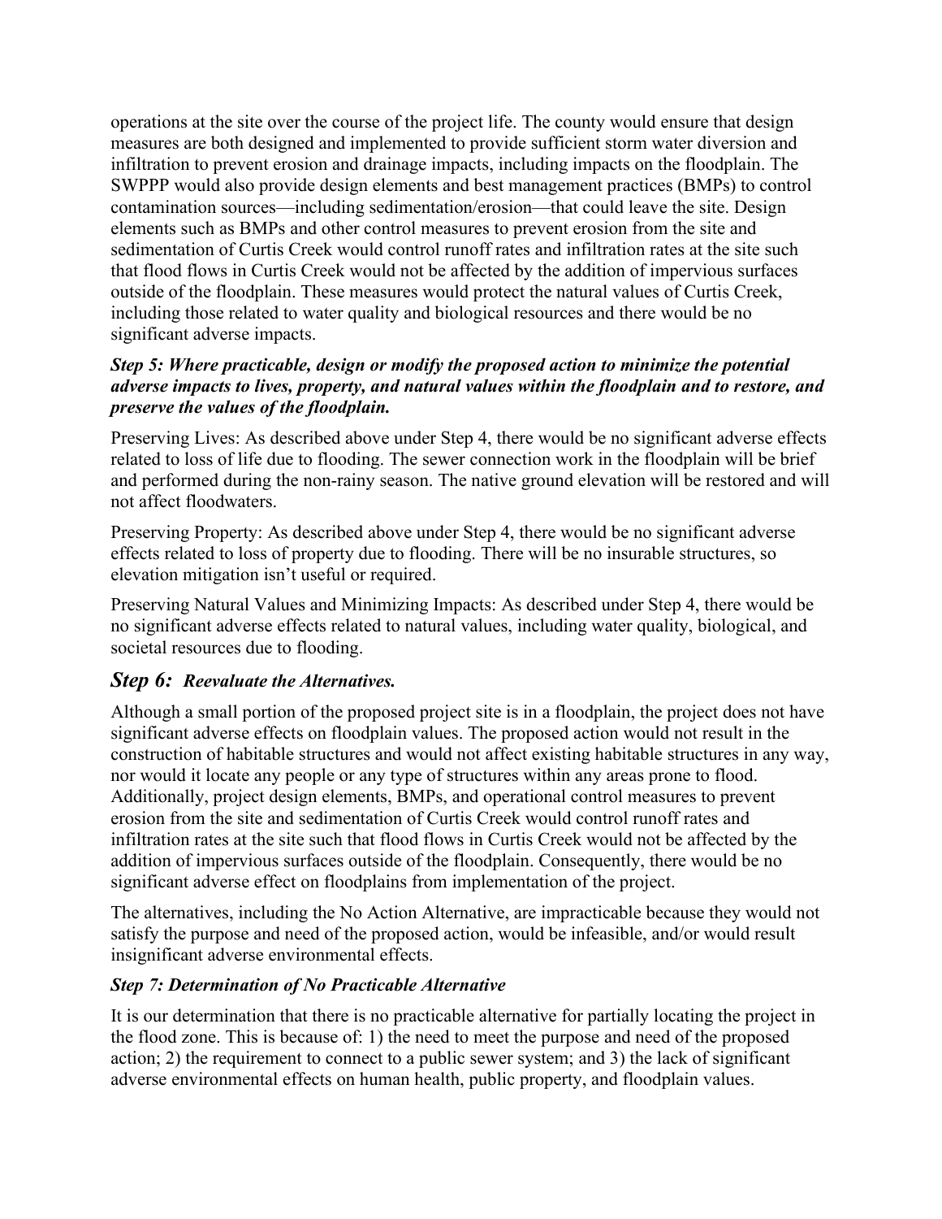operations at the site over the course of the project life. The county would ensure that design measures are both designed and implemented to provide sufficient storm water diversion and infiltration to prevent erosion and drainage impacts, including impacts on the floodplain. The SWPPP would also provide design elements and best management practices (BMPs) to control contamination sources—including sedimentation/erosion—that could leave the site. Design elements such as BMPs and other control measures to prevent erosion from the site and sedimentation of Curtis Creek would control runoff rates and infiltration rates at the site such that flood flows in Curtis Creek would not be affected by the addition of impervious surfaces outside of the floodplain. These measures would protect the natural values of Curtis Creek, including those related to water quality and biological resources and there would be no significant adverse impacts.

***Step 5: Where practicable, design or modify the proposed action to minimize the potential adverse impacts to lives, property, and natural values within the floodplain and to restore, and preserve the values of the floodplain.***

Preserving Lives: As described above under Step 4, there would be no significant adverse effects related to loss of life due to flooding. The sewer connection work in the floodplain will be brief and performed during the non-rainy season. The native ground elevation will be restored and will not affect floodwaters.

Preserving Property: As described above under Step 4, there would be no significant adverse effects related to loss of property due to flooding. There will be no insurable structures, so elevation mitigation isn't useful or required.

Preserving Natural Values and Minimizing Impacts: As described under Step 4, there would be no significant adverse effects related to natural values, including water quality, biological, and societal resources due to flooding.

## *Step 6: Reevaluate the Alternatives.*

Although a small portion of the proposed project site is in a floodplain, the project does not have significant adverse effects on floodplain values. The proposed action would not result in the construction of habitable structures and would not affect existing habitable structures in any way, nor would it locate any people or any type of structures within any areas prone to flood. Additionally, project design elements, BMPs, and operational control measures to prevent erosion from the site and sedimentation of Curtis Creek would control runoff rates and infiltration rates at the site such that flood flows in Curtis Creek would not be affected by the addition of impervious surfaces outside of the floodplain. Consequently, there would be no significant adverse effect on floodplains from implementation of the project.

The alternatives, including the No Action Alternative, are impracticable because they would not satisfy the purpose and need of the proposed action, would be infeasible, and/or would result insignificant adverse environmental effects.

***Step 7: Determination of No Practicable Alternative***

It is our determination that there is no practicable alternative for partially locating the project in the flood zone. This is because of: 1) the need to meet the purpose and need of the proposed action; 2) the requirement to connect to a public sewer system; and 3) the lack of significant adverse environmental effects on human health, public property, and floodplain values.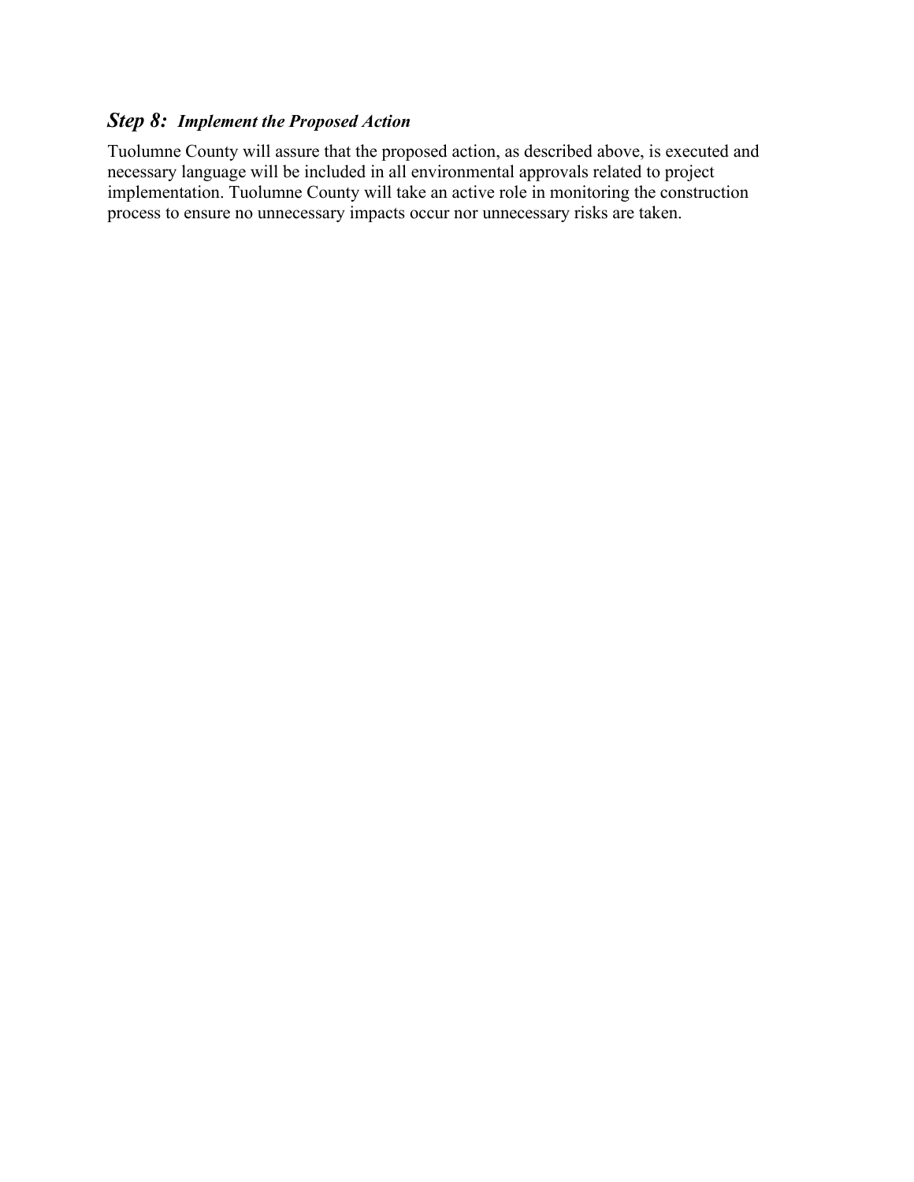### ***Step 8:*** ***Implement the Proposed Action***

Tuolumne County will assure that the proposed action, as described above, is executed and necessary language will be included in all environmental approvals related to project implementation. Tuolumne County will take an active role in monitoring the construction process to ensure no unnecessary impacts occur nor unnecessary risks are taken.